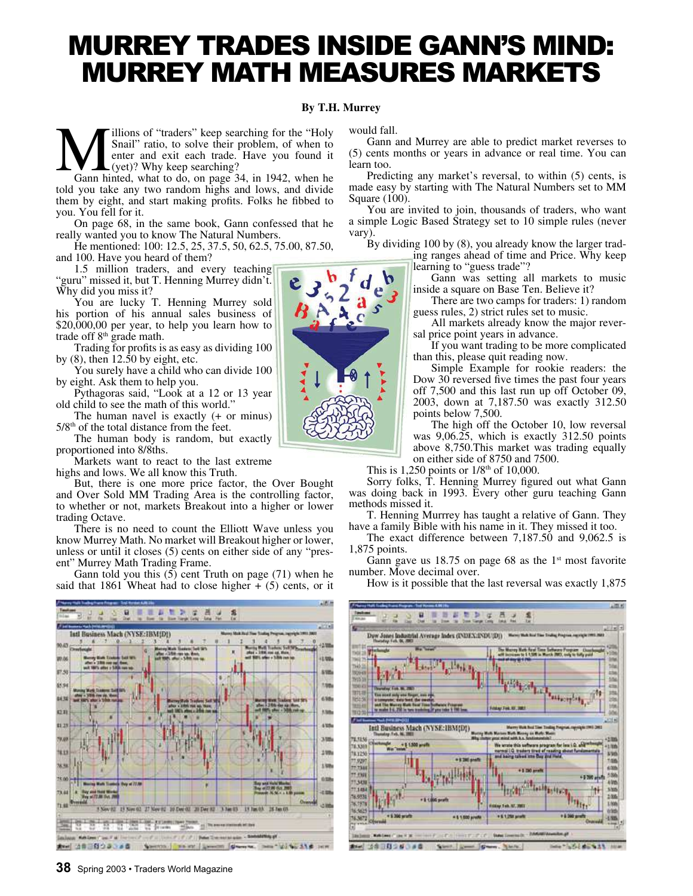# MURREY TRADES INSIDE GANN'S MIND: MURREY MATH MEASURES MARKETS

**By T.H. Murrey**

Millions of "traders" keep searching for the "Holy Snail" ratio, to solve their problem, of when to enter and exit each trade. Have you found it (yet)? Why keep searching?

Gann hinted, what to do, on page 34, in 1942, when he told you take any two random highs and lows, and divide them by eight, and start making profits. Folks he fibbed to you. You fell for it.

On page 68, in the same book, Gann confessed that he really wanted you to know The Natural Numbers.

He mentioned: 100: 12.5, 25, 37.5, 50, 62.5, 75.00, 87.50, and 100. Have you heard of them?

1.5 million traders, and every teaching "guru" missed it, but T. Henning Murrey didn't. Why did you miss it?

You are lucky T. Henning Murrey sold his portion of his annual sales business of $20,000,00 per year, to help you learn how to trade off 8th grade math.

Trading for profits is as easy as dividing 100 by (8), then 12.50 by eight, etc.

You surely have a child who can divide 100 by eight. Ask them to help you.

Pythagoras said, "Look at a 12 or 13 year old child to see the math of this world."

The human navel is exactly (+ or minus) 5/8th of the total distance from the feet.

The human body is random, but exactly proportioned into 8/8ths.

Markets want to react to the last extreme highs and lows. We all know this Truth.

But, there is one more price factor, the Over Bought and Over Sold MM Trading Area is the controlling factor, to whether or not, markets Breakout into a higher or lower trading Octave.

There is no need to count the Elliott Wave unless you know Murrey Math. No market will Breakout higher or lower, unless or until it closes (5) cents on either side of any "present" Murrey Math Trading Frame.

Gann told you this (5) cent Truth on page (71) when he said that 1861 Wheat had to close higher + (5) cents, or it would fall.

Gann and Murrey are able to predict market reverses to (5) cents months or years in advance or real time. You can learn too.

Predicting any market's reversal, to within (5) cents, is made easy by starting with The Natural Numbers set to MM Square (100).

You are invited to join, thousands of traders, who want a simple Logic Based Strategy set to 10 simple rules (never vary).

By dividing 100 by (8), you already know the larger trading ranges ahead of time and Price. Why keep learning to "guess trade"?

Gann was setting all markets to music inside a square on Base Ten. Believe it?

There are two camps for traders: 1) random guess rules, 2) strict rules set to music.

All markets already know the major reversal price point years in advance.

If you want trading to be more complicated than this, please quit reading now.

Simple Example for rookie readers: the Dow 30 reversed five times the past four years off 7,500 and this last run up off October 09, 2003, down at 7,187.50 was exactly 312.50 points below 7,500.

The high off the October 10, low reversal was 9,06.25, which is exactly 312.50 points above 8,750.This market was trading equally on either side of 8750 and 7500.

This is 1,250 points or 1/8th of 10,000.

Sorry folks, T. Henning Murrey figured out what Gann was doing back in 1993. Every other guru teaching Gann methods missed it.

T. Henning Murrrey has taught a relative of Gann. They have a family Bible with his name in it. They missed it too.

The exact difference between 7,187.50 and 9,062.5 is 1,875 points.

Gann gave us 18.75 on page 68 as the 1st most favorite number. Move decimal over.

How is it possible that the last reversal was exactly 1,875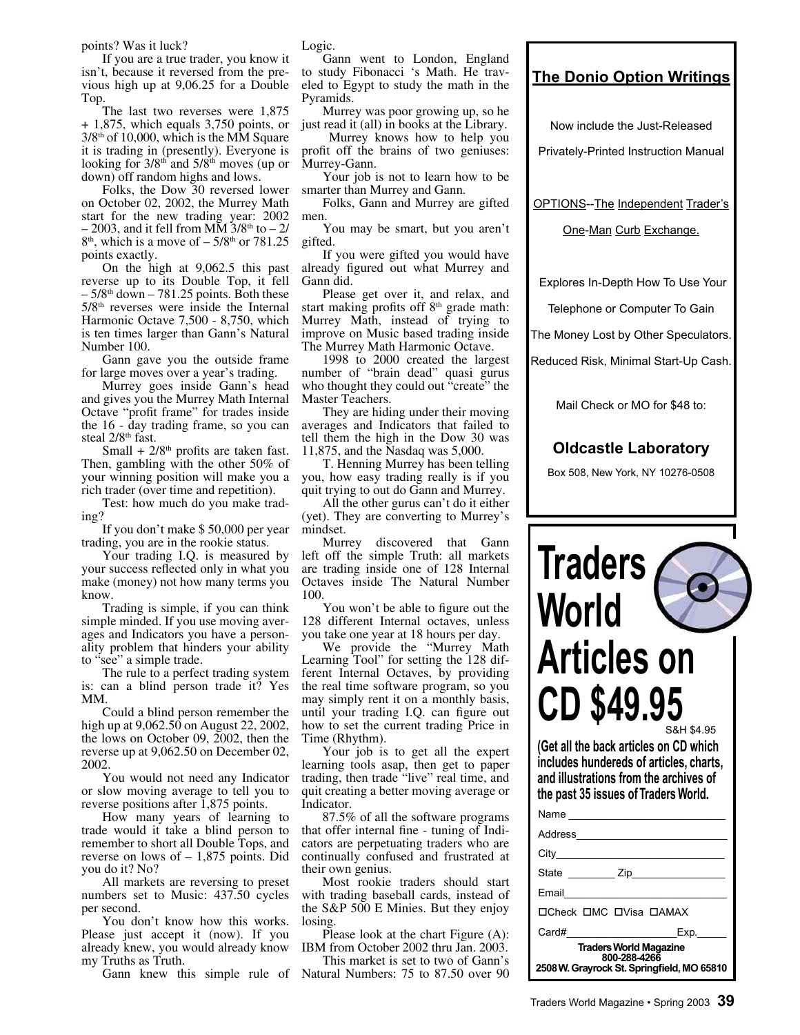points? Was it luck?

If you are a true trader, you know it isn't, because it reversed from the previous high up at 9,06.25 for a Double Top.

The last two reverses were 1,875 + 1,875, which equals 3,750 points, or 3/8th of 10,000, which is the MM Square it is trading in (presently). Everyone is looking for 3/8th and 5/8th moves (up or down) off random highs and lows.

Folks, the Dow 30 reversed lower on October 02, 2002, the Murrey Math start for the new trading year: 2002 – 2003, and it fell from MM 3/8th to – 2/8th, which is a move of – 5/8th or 781.25 points exactly.

On the high at 9,062.5 this past reverse up to its Double Top, it fell – 5/8th down – 781.25 points. Both these 5/8th reverses were inside the Internal Harmonic Octave 7,500 - 8,750, which is ten times larger than Gann's Natural Number 100.

Gann gave you the outside frame for large moves over a year's trading.

Murrey goes inside Gann's head and gives you the Murrey Math Internal Octave "profit frame" for trades inside the 16 - day trading frame, so you can steal 2/8th fast.

Small + 2/8th profits are taken fast. Then, gambling with the other 50% of your winning position will make you a rich trader (over time and repetition).

Test: how much do you make trading?

If you don't make $ 50,000 per year trading, you are in the rookie status.

Your trading I.Q. is measured by your success reflected only in what you make (money) not how many terms you know.

Trading is simple, if you can think simple minded. If you use moving averages and Indicators you have a personality problem that hinders your ability to "see" a simple trade.

The rule to a perfect trading system is: can a blind person trade it? Yes MM.

Could a blind person remember the high up at 9,062.50 on August 22, 2002, the lows on October 09, 2002, then the reverse up at 9,062.50 on December 02, 2002.

You would not need any Indicator or slow moving average to tell you to reverse positions after 1,875 points.

How many years of learning to trade would it take a blind person to remember to short all Double Tops, and reverse on lows of – 1,875 points. Did you do it? No?

All markets are reversing to preset numbers set to Music: 437.50 cycles per second.

You don't know how this works. Please just accept it (now). If you already knew, you would already know my Truths as Truth.

Gann knew this simple rule of Logic.

Gann went to London, England to study Fibonacci 's Math. He traveled to Egypt to study the math in the Pyramids.

Murrey was poor growing up, so he just read it (all) in books at the Library.

Murrey knows how to help you profit off the brains of two geniuses: Murrey-Gann.

Your job is not to learn how to be smarter than Murrey and Gann.

Folks, Gann and Murrey are gifted men.

You may be smart, but you aren't gifted.

If you were gifted you would have already figured out what Murrey and Gann did.

Please get over it, and relax, and start making profits off 8th grade math: Murrey Math, instead of trying to improve on Music based trading inside The Murrey Math Harmonic Octave.

1998 to 2000 created the largest number of "brain dead" quasi gurus who thought they could out "create" the Master Teachers.

They are hiding under their moving averages and Indicators that failed to tell them the high in the Dow 30 was 11,875, and the Nasdaq was 5,000.

T. Henning Murrey has been telling you, how easy trading really is if you quit trying to out do Gann and Murrey.

All the other gurus can't do it either (yet). They are converting to Murrey's mindset.

Murrey discovered that Gann left off the simple Truth: all markets are trading inside one of 128 Internal Octaves inside The Natural Number 100.

You won't be able to figure out the 128 different Internal octaves, unless you take one year at 18 hours per day.

We provide the "Murrey Math Learning Tool" for setting the 128 different Internal Octaves, by providing the real time software program, so you may simply rent it on a monthly basis, until your trading I.Q. can figure out how to set the current trading Price in Time (Rhythm).

Your job is to get all the expert learning tools asap, then get to paper trading, then trade "live" real time, and quit creating a better moving average or Indicator.

87.5% of all the software programs that offer internal fine - tuning of Indicators are perpetuating traders who are continually confused and frustrated at their own genius.

Most rookie traders should start with trading baseball cards, instead of the S&P 500 E Minies. But they enjoy losing.

Please look at the chart Figure (A): IBM from October 2002 thru Jan. 2003.

This market is set to two of Gann's Natural Numbers: 75 to 87.50 over 90

---

## The Donio Option Writings

Now include the Just-Released

Privately-Printed Instruction Manual

OPTIONS--The Independent Trader's

One-Man Curb Exchange.

Explores In-Depth How To Use Your

Telephone or Computer To Gain

The Money Lost by Other Speculators.

Reduced Risk, Minimal Start-Up Cash.

Mail Check or MO for $48 to:

**Oldcastle Laboratory**

Box 508, New York, NY 10276-0508

---

# Traders World Articles on CD $49.95

S&H $4.95

**(Get all the back articles on CD which includes hundereds of articles, charts, and illustrations from the archives of the past 35 issues of Traders World.**

Name ____________________

Address ____________________

City ____________________

State ________ Zip ____________

Email ____________________

☐Check ☐MC ☐Visa ☐AMAX

Card# ________________ Exp. _____

**Traders World Magazine**
**800-288-4266**
**2508 W. Grayrock St. Springfield, MO 65810**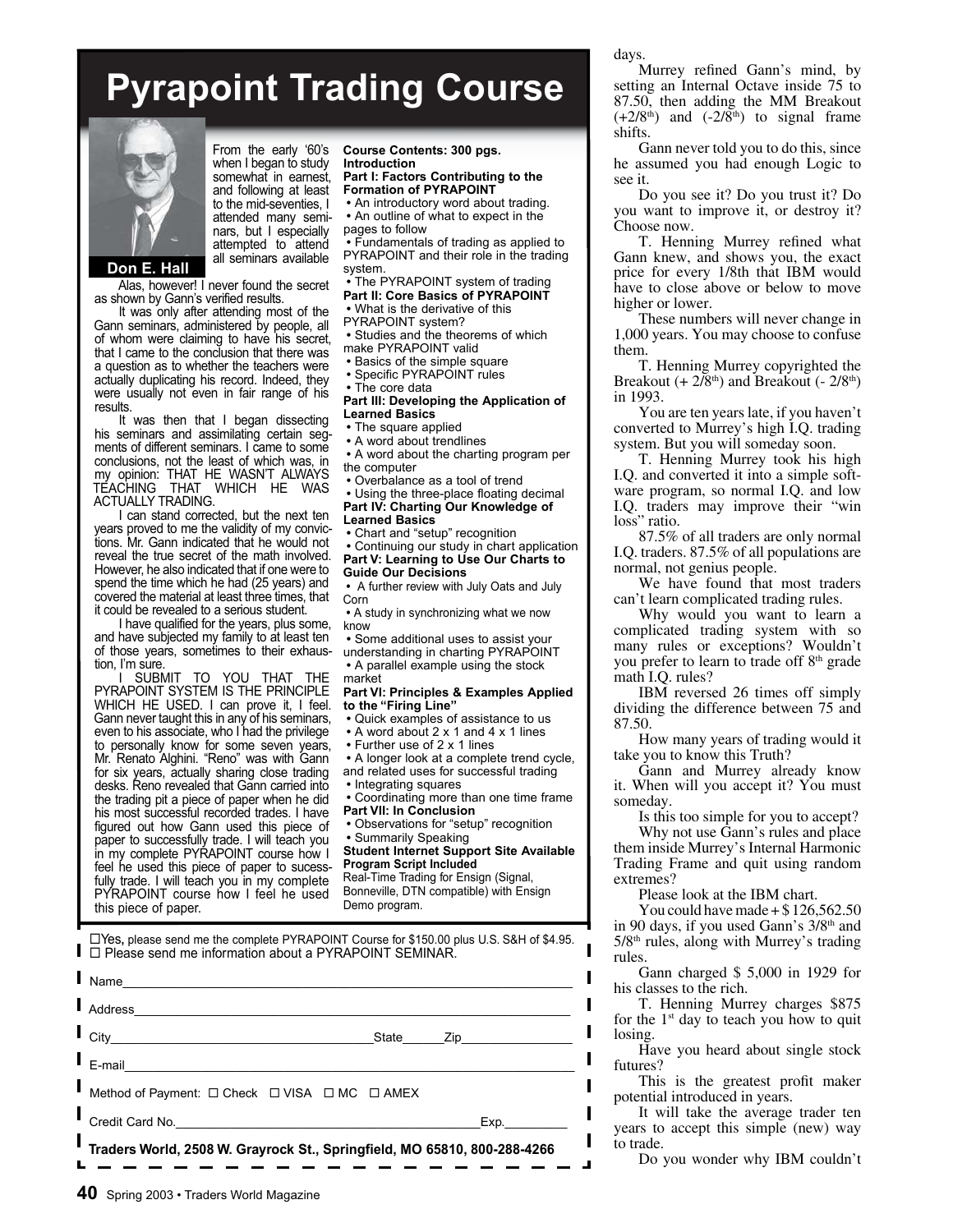# Pyrapoint Trading Course

**Don E. Hall**

From the early '60's when I began to study somewhat in earnest, and following at least to the mid-seventies, I attended many seminars, but I especially attempted to attend all seminars available

Alas, however! I never found the secret as shown by Gann's verified results.

It was only after attending most of the Gann seminars, administered by people, all of whom were claiming to have his secret, that I came to the conclusion that there was a question as to whether the teachers were actually duplicating his record. Indeed, they were usually not even in fair range of his results.

It was then that I began dissecting his seminars and assimilating certain segments of different seminars. I came to some conclusions, not the least of which was, in my opinion: THAT HE WASN'T ALWAYS TEACHING THAT WHICH HE WAS ACTUALLY TRADING.

I can stand corrected, but the next ten years proved to me the validity of my convictions. Mr. Gann indicated that he would not reveal the true secret of the math involved. However, he also indicated that if one were to spend the time which he had (25 years) and covered the material at least three times, that it could be revealed to a serious student.

I have qualified for the years, plus some, and have subjected my family to at least ten of those years, sometimes to their exhaustion, I'm sure.

I SUBMIT TO YOU THAT THE PYRAPOINT SYSTEM IS THE PRINCIPLE WHICH HE USED. I can prove it, I feel. Gann never taught this in any of his seminars, even to his associate, who I had the privilege to personally know for some seven years, Mr. Renato Alghini. "Reno" was with Gann for six years, actually sharing close trading desks. Reno revealed that Gann carried into the trading pit a piece of paper when he did his most successful recorded trades. I have figured out how Gann used this piece of paper to successfully trade. I will teach you in my complete PYRAPOINT course how I feel he used this piece of paper to sucessfully trade. I will teach you in my complete PYRAPOINT course how I feel he used this piece of paper.

**Course Contents: 300 pgs.**
**Introduction**

**Part I: Factors Contributing to the Formation of PYRAPOINT**
- An introductory word about trading.
- An outline of what to expect in the pages to follow
- Fundamentals of trading as applied to PYRAPOINT and their role in the trading system.
- The PYRAPOINT system of trading

**Part II: Core Basics of PYRAPOINT**
- What is the derivative of this PYRAPOINT system?
- Studies and the theorems of which make PYRAPOINT valid
- Basics of the simple square
- Specific PYRAPOINT rules
- The core data

**Part III: Developing the Application of Learned Basics**
- The square applied
- A word about trendlines
- A word about the charting program per the computer
- Overbalance as a tool of trend
- Using the three-place floating decimal

**Part IV: Charting Our Knowledge of Learned Basics**
- Chart and "setup" recognition
- Continuing our study in chart application

**Part V: Learning to Use Our Charts to Guide Our Decisions**
- A further review with July Oats and July Corn
- A study in synchronizing what we now know
- Some additional uses to assist your understanding in charting PYRAPOINT
- A parallel example using the stock market

**Part VI: Principles & Examples Applied to the "Firing Line"**
- Quick examples of assistance to us
- A word about 2 x 1 and 4 x 1 lines
- Further use of 2 x 1 lines
- A longer look at a complete trend cycle, and related uses for successful trading
- Integrating squares
- Coordinating more than one time frame

**Part VII: In Conclusion**
- Observations for "setup" recognition
- Summarily Speaking

**Student Internet Support Site Available**
**Program Script Included**
Real-Time Trading for Ensign (Signal, Bonneville, DTN compatible) with Ensign Demo program.

☐ Yes, please send me the complete PYRAPOINT Course for $150.00 plus U.S. S&H of $4.95.
☐ Please send me information about a PYRAPOINT SEMINAR.

Name______________________________

Address______________________________

City____________________ State______ Zip______________

E-mail______________________________

Method of Payment: ☐ Check ☐ VISA ☐ MC ☐ AMEX

Credit Card No.____________________ Exp.__________

**Traders World, 2508 W. Grayrock St., Springfield, MO 65810, 800-288-4266**

days.

Murrey refined Gann's mind, by setting an Internal Octave inside 75 to 87.50, then adding the MM Breakout ($+2/8^{th}$) and ($-2/8^{th}$) to signal frame shifts.

Gann never told you to do this, since he assumed you had enough Logic to see it.

Do you see it? Do you trust it? Do you want to improve it, or destroy it? Choose now.

T. Henning Murrey refined what Gann knew, and shows you, the exact price for every 1/8th that IBM would have to close above or below to move higher or lower.

These numbers will never change in 1,000 years. You may choose to confuse them.

T. Henning Murrey copyrighted the Breakout ($+ 2/8^{th}$) and Breakout ($- 2/8^{th}$) in 1993.

You are ten years late, if you haven't converted to Murrey's high I.Q. trading system. But you will someday soon.

T. Henning Murrey took his high I.Q. and converted it into a simple software program, so normal I.Q. and low I.Q. traders may improve their "win loss" ratio.

87.5% of all traders are only normal I.Q. traders. 87.5% of all populations are normal, not genius people.

We have found that most traders can't learn complicated trading rules.

Why would you want to learn a complicated trading system with so many rules or exceptions? Wouldn't you prefer to learn to trade off 8[th] grade math I.Q. rules?

IBM reversed 26 times off simply dividing the difference between 75 and 87.50.

How many years of trading would it take you to know this Truth?

Gann and Murrey already know it. When will you accept it? You must someday.

Is this too simple for you to accept?

Why not use Gann's rules and place them inside Murrey's Internal Harmonic Trading Frame and quit using random extremes?

Please look at the IBM chart.

You could have made + $ 126,562.50 in 90 days, if you used Gann's $3/8^{th}$ and $5/8^{th}$ rules, along with Murrey's trading rules.

Gann charged $ 5,000 in 1929 for his classes to the rich.

T. Henning Murrey charges $875 for the 1[st] day to teach you how to quit losing.

Have you heard about single stock futures?

This is the greatest profit maker potential introduced in years.

It will take the average trader ten years to accept this simple (new) way to trade.

Do you wonder why IBM couldn't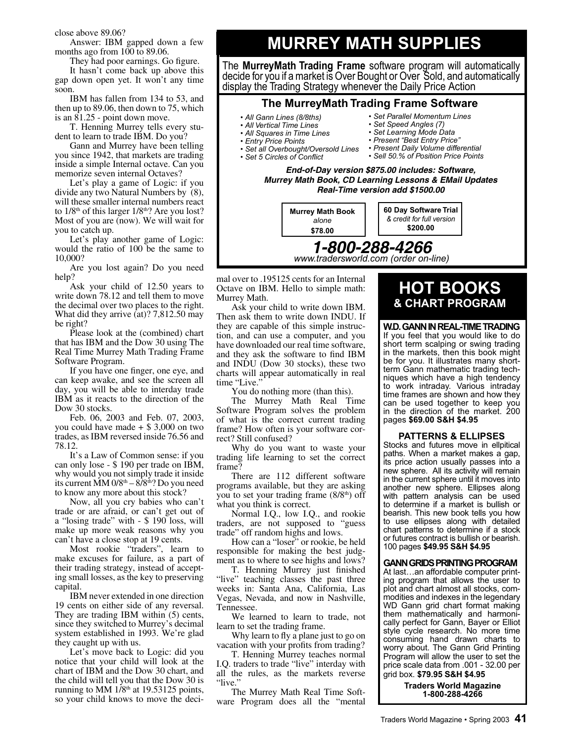close above 89.06?

Answer: IBM gapped down a few months ago from 100 to 89.06.

They had poor earnings. Go figure.

It hasn't come back up above this gap down open yet. It won't any time soon.

IBM has fallen from 134 to 53, and then up to 89.06, then down to 75, which is an 81.25 - point down move.

T. Henning Murrey tells every student to learn to trade IBM. Do you?

Gann and Murrey have been telling you since 1942, that markets are trading inside a simple Internal octave. Can you memorize seven internal Octaves?

Let's play a game of Logic: if you divide any two Natural Numbers by (8), will these smaller internal numbers react to 1/8th of this larger 1/8th? Are you lost? Most of you are (now). We will wait for you to catch up.

Let's play another game of Logic: would the ratio of 100 be the same to 10,000?

Are you lost again? Do you need help?

Ask your child of 12.50 years to write down 78.12 and tell them to move the decimal over two places to the right. What did they arrive (at)? 7,812.50 may be right?

Please look at the (combined) chart that has IBM and the Dow 30 using The Real Time Murrey Math Trading Frame Software Program.

If you have one finger, one eye, and can keep awake, and see the screen all day, you will be able to interday trade IBM as it reacts to the direction of the Dow 30 stocks.

Feb. 06, 2003 and Feb. 07, 2003, you could have made + $ 3,000 on two trades, as IBM reversed inside 76.56 and 78.12.

It's a Law of Common sense: if you can only lose - $ 190 per trade on IBM, why would you not simply trade it inside its current MM 0/8th – 8/8th? Do you need to know any more about this stock?

Now, all you cry babies who can't trade or are afraid, or can't get out of a "losing trade" with - $ 190 loss, will make up more weak reasons why you can't have a close stop at 19 cents.

Most rookie "traders", learn to make excuses for failure, as a part of their trading strategy, instead of accepting small losses, as the key to preserving capital.

IBM never extended in one direction 19 cents on either side of any reversal. They are trading IBM within (5) cents, since they switched to Murrey's decimal system established in 1993. We're glad they caught up with us.

Let's move back to Logic: did you notice that your child will look at the chart of IBM and the Dow 30 chart, and the child will tell you that the Dow 30 is running to MM 1/8th at 19.53125 points, so your child knows to move the decimal over to .195125 cents for an Internal Octave on IBM. Hello to simple math: Murrey Math.

Ask your child to write down IBM. Then ask them to write down INDU. If they are capable of this simple instruction, and can use a computer, and you have downloaded our real time software, and they ask the software to find IBM and INDU (Dow 30 stocks), these two charts will appear automatically in real time "Live."

You do nothing more (than this).

The Murrey Math Real Time Software Program solves the problem of what is the correct current trading frame? How often is your software correct? Still confused?

Why do you want to waste your trading life learning to set the correct frame?

There are 112 different software programs available, but they are asking you to set your trading frame (8/8th) off what you think is correct.

Normal I.Q., low I.Q., and rookie traders, are not supposed to "guess trade" off random highs and lows.

How can a "loser" or rookie, be held responsible for making the best judgment as to where to see highs and lows?

T. Henning Murrey just finished "live" teaching classes the past three weeks in: Santa Ana, California, Las Vegas, Nevada, and now in Nashville, Tennessee.

We learned to learn to trade, not learn to set the trading frame.

Why learn to fly a plane just to go on vacation with your profits from trading?

T. Henning Murrey teaches normal I.Q. traders to trade "live" interday with all the rules, as the markets reverse "live."

The Murrey Math Real Time Software Program does all the "mental

# MURREY MATH SUPPLIES

The **MurreyMath Trading Frame** software program will automatically decide for you if a market is Over Bought or Over Sold, and automatically display the Trading Strategy whenever the Daily Price Action

## The MurreyMath Trading Frame Software

- *All Gann Lines (8/8ths)*
- *All Vertical Time Lines*
- *All Squares in Time Lines*
- *Entry Price Points*
- *Set all Overbought/Oversold Lines*
- *Set 5 Circles of Conflict*
- *Set Parallel Momentum Lines*
- *Set Speed Angles (7)*
- *Set Learning Mode Data*
- *Present "Best Entry Price"*
- *Present Daily Volume differential*
- *Sell 50.% of Position Price Points*

***End-of-Day version $875.00 includes: Software, Murrey Math Book, CD Learning Lessons & EMail Updates***
***Real-Time version add $1500.00***

**Murrey Math Book** *alone* **$78.00**

**60 Day Software Trial** *& credit for full version* **$200.00**

***1-800-288-4266***
*www.tradersworld.com (order on-line)*

# HOT BOOKS
## & CHART PROGRAM

**W.D. GANN IN REAL-TIME TRADING**
If you feel that you would like to do short term scalping or swing trading in the markets, then this book might be for you. It illustrates many short-term Gann mathematic trading techniques which have a high tendency to work intraday. Various intraday time frames are shown and how they can be used together to keep you in the direction of the market. 200 pages **$69.00 S&H $4.95**

**PATTERNS & ELLIPSES**
Stocks and futures move in ellpitical paths. When a market makes a gap, its price action usually passes into a new sphere. All its activity will remain in the current sphere until it moves into another new sphere. Ellipses along with pattern analysis can be used to determine if a market is bullish or bearish. This new book tells you how to use ellipses along with detailed chart patterns to determine if a stock or futures contract is bullish or bearish. 100 pages **$49.95 S&H $4.95**

**GANN GRIDS PRINTING PROGRAM**
At last…an affordable computer printing program that allows the user to plot and chart almost all stocks, commodities and indexes in the legendary WD Gann grid chart format making them mathematically and harmonically perfect for Gann, Bayer or Elliot style cycle research. No more time consuming hand drawn charts to worry about. The Gann Grid Printing Program will allow the user to set the price scale data from .001 - 32.00 per grid box. **$79.95 S&H $4.95**

**Traders World Magazine**
**1-800-288-4266**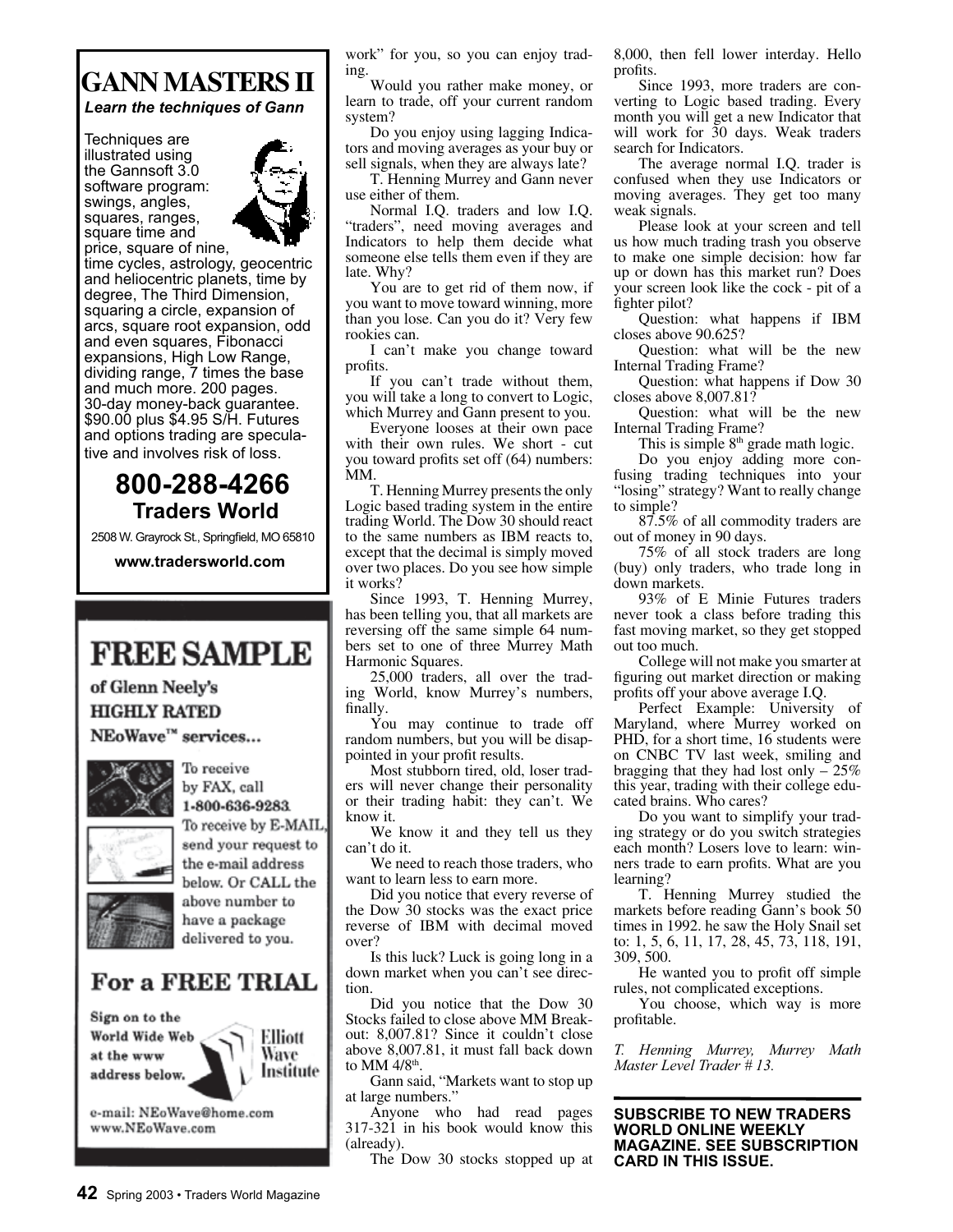## GANN MASTERS II

***Learn the techniques of Gann***

Techniques are illustrated using the Gannsoft 3.0 software program: swings, angles, squares, ranges, square time and price, square of nine, time cycles, astrology, geocentric and heliocentric planets, time by degree, The Third Dimension, squaring a circle, expansion of arcs, square root expansion, odd and even squares, Fibonacci expansions, High Low Range, dividing range, 7 times the base and much more. 200 pages. 30-day money-back guarantee. $90.00 plus $4.95 S/H. Futures and options trading are speculative and involves risk of loss.

**800-288-4266**
**Traders World**

2508 W. Grayrock St., Springfield, MO 65810

**www.tradersworld.com**

## FREE SAMPLE

**of Glenn Neely's HIGHLY RATED NEoWave™ services...**

To receive by FAX, call 1-800-636-9283. To receive by E-MAIL, send your request to the e-mail address below. Or CALL the above number to have a package delivered to you.

## For a FREE TRIAL

Sign on to the World Wide Web at the www address below.

Elliott Wave Institute

e-mail: NEoWave@home.com
www.NEoWave.com

work" for you, so you can enjoy trading.

Would you rather make money, or learn to trade, off your current random system?

Do you enjoy using lagging Indicators and moving averages as your buy or sell signals, when they are always late?

T. Henning Murrey and Gann never use either of them.

Normal I.Q. traders and low I.Q. "traders", need moving averages and Indicators to help them decide what someone else tells them even if they are late. Why?

You are to get rid of them now, if you want to move toward winning, more than you lose. Can you do it? Very few rookies can.

I can't make you change toward profits.

If you can't trade without them, you will take a long to convert to Logic, which Murrey and Gann present to you.

Everyone looses at their own pace with their own rules. We short - cut you toward profits set off (64) numbers: MM.

T. Henning Murrey presents the only Logic based trading system in the entire trading World. The Dow 30 should react to the same numbers as IBM reacts to, except that the decimal is simply moved over two places. Do you see how simple it works?

Since 1993, T. Henning Murrey, has been telling you, that all markets are reversing off the same simple 64 numbers set to one of three Murrey Math Harmonic Squares.

25,000 traders, all over the trading World, know Murrey's numbers, finally.

You may continue to trade off random numbers, but you will be disappointed in your profit results.

Most stubborn tired, old, loser traders will never change their personality or their trading habit: they can't. We know it.

We know it and they tell us they can't do it.

We need to reach those traders, who want to learn less to earn more.

Did you notice that every reverse of the Dow 30 stocks was the exact price reverse of IBM with decimal moved over?

Is this luck? Luck is going long in a down market when you can't see direction.

Did you notice that the Dow 30 Stocks failed to close above MM Breakout: 8,007.81? Since it couldn't close above 8,007.81, it must fall back down to MM 4/8th.

Gann said, "Markets want to stop up at large numbers."

Anyone who had read pages 317-321 in his book would know this (already).

The Dow 30 stocks stopped up at 8,000, then fell lower interday. Hello profits.

Since 1993, more traders are converting to Logic based trading. Every month you will get a new Indicator that will work for 30 days. Weak traders search for Indicators.

The average normal I.Q. trader is confused when they use Indicators or moving averages. They get too many weak signals.

Please look at your screen and tell us how much trading trash you observe to make one simple decision: how far up or down has this market run? Does your screen look like the cock - pit of a fighter pilot?

Question: what happens if IBM closes above 90.625?

Question: what will be the new Internal Trading Frame?

Question: what happens if Dow 30 closes above 8,007.81?

Question: what will be the new Internal Trading Frame?

This is simple 8th grade math logic.

Do you enjoy adding more confusing trading techniques into your "losing" strategy? Want to really change to simple?

87.5% of all commodity traders are out of money in 90 days.

75% of all stock traders are long (buy) only traders, who trade long in down markets.

93% of E Minie Futures traders never took a class before trading this fast moving market, so they get stopped out too much.

College will not make you smarter at figuring out market direction or making profits off your above average I.Q.

Perfect Example: University of Maryland, where Murrey worked on PHD, for a short time, 16 students were on CNBC TV last week, smiling and bragging that they had lost only – 25% this year, trading with their college educated brains. Who cares?

Do you want to simplify your trading strategy or do you switch strategies each month? Losers love to learn: winners trade to earn profits. What are you learning?

T. Henning Murrey studied the markets before reading Gann's book 50 times in 1992. he saw the Holy Snail set to: 1, 5, 6, 11, 17, 28, 45, 73, 118, 191, 309, 500.

He wanted you to profit off simple rules, not complicated exceptions.

You choose, which way is more profitable.

*T. Henning Murrey, Murrey Math Master Level Trader # 13.*

**SUBSCRIBE TO NEW TRADERS WORLD ONLINE WEEKLY MAGAZINE. SEE SUBSCRIPTION CARD IN THIS ISSUE.**